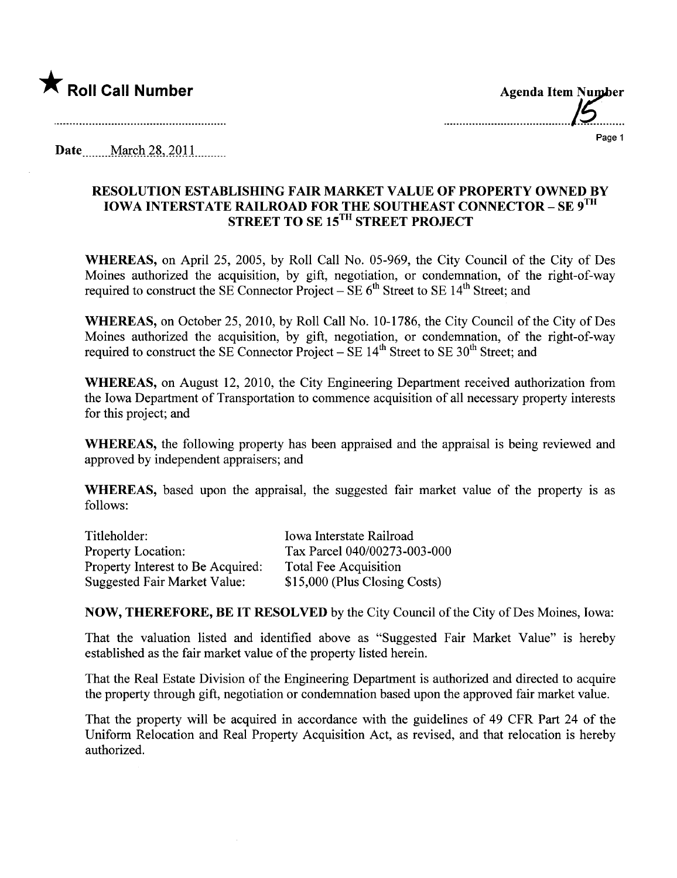★ **Roll Call Number**

**Agenda Item Number**
15

Date March 28, 2011

## RESOLUTION ESTABLISHING FAIR MARKET VALUE OF PROPERTY OWNED BY IOWA INTERSTATE RAILROAD FOR THE SOUTHEAST CONNECTOR – SE 9TH STREET TO SE 15TH STREET PROJECT

**WHEREAS,** on April 25, 2005, by Roll Call No. 05-969, the City Council of the City of Des Moines authorized the acquisition, by gift, negotiation, or condemnation, of the right-of-way required to construct the SE Connector Project – SE 6th Street to SE 14th Street; and

**WHEREAS,** on October 25, 2010, by Roll Call No. 10-1786, the City Council of the City of Des Moines authorized the acquisition, by gift, negotiation, or condemnation, of the right-of-way required to construct the SE Connector Project – SE 14th Street to SE 30th Street; and

**WHEREAS,** on August 12, 2010, the City Engineering Department received authorization from the Iowa Department of Transportation to commence acquisition of all necessary property interests for this project; and

**WHEREAS,** the following property has been appraised and the appraisal is being reviewed and approved by independent appraisers; and

**WHEREAS,** based upon the appraisal, the suggested fair market value of the property is as follows:

| | |
|---|---|
| Titleholder: | Iowa Interstate Railroad |
| Property Location: | Tax Parcel 040/00273-003-000 |
| Property Interest to Be Acquired: | Total Fee Acquisition |
| Suggested Fair Market Value: | $15,000 (Plus Closing Costs) |

**NOW, THEREFORE, BE IT RESOLVED** by the City Council of the City of Des Moines, Iowa:

That the valuation listed and identified above as "Suggested Fair Market Value" is hereby established as the fair market value of the property listed herein.

That the Real Estate Division of the Engineering Department is authorized and directed to acquire the property through gift, negotiation or condemnation based upon the approved fair market value.

That the property will be acquired in accordance with the guidelines of 49 CFR Part 24 of the Uniform Relocation and Real Property Acquisition Act, as revised, and that relocation is hereby authorized.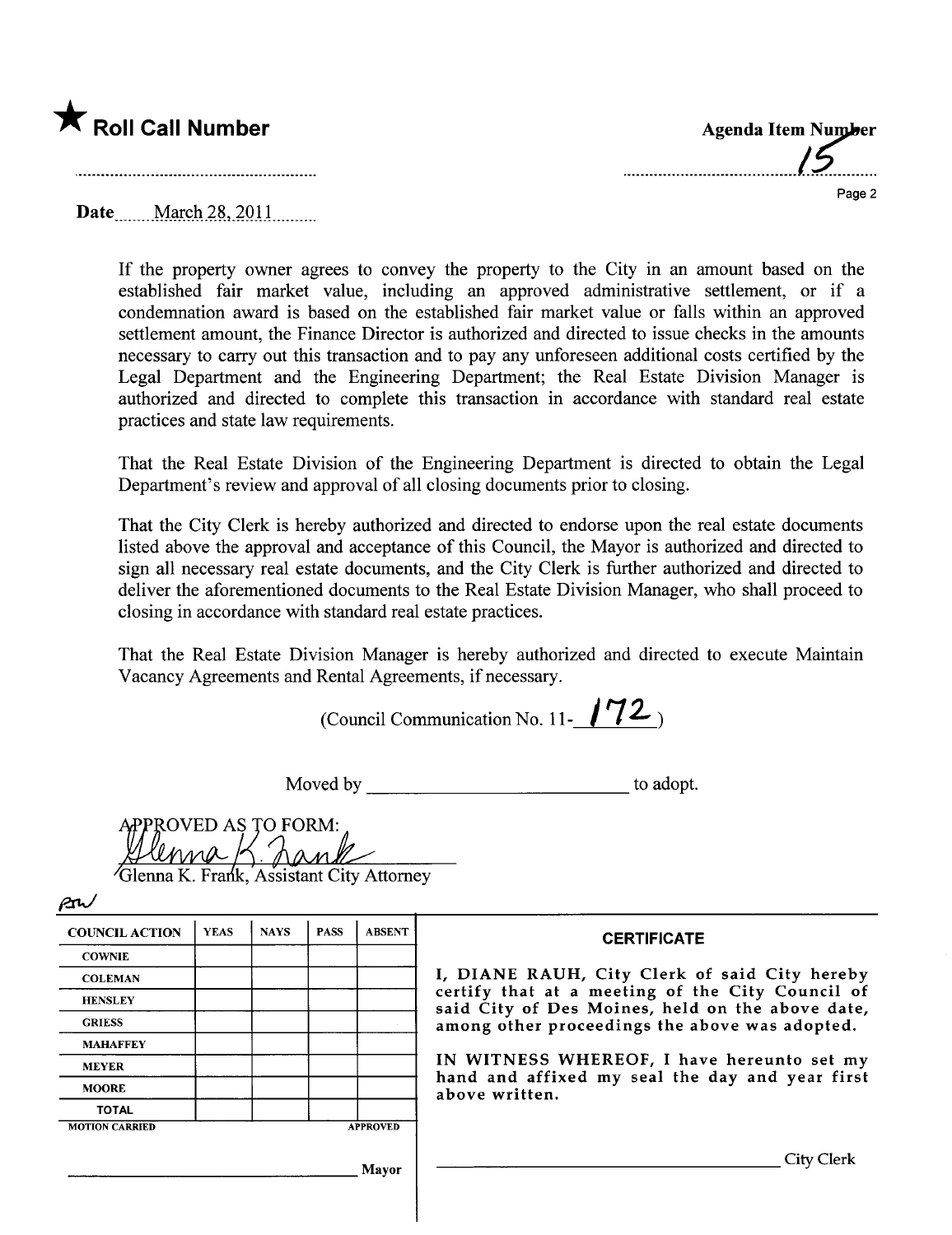★ **Roll Call Number**

**Agenda Item Number**
15

Date March 28, 2011

If the property owner agrees to convey the property to the City in an amount based on the established fair market value, including an approved administrative settlement, or if a condemnation award is based on the established fair market value or falls within an approved settlement amount, the Finance Director is authorized and directed to issue checks in the amounts necessary to carry out this transaction and to pay any unforeseen additional costs certified by the Legal Department and the Engineering Department; the Real Estate Division Manager is authorized and directed to complete this transaction in accordance with standard real estate practices and state law requirements.

That the Real Estate Division of the Engineering Department is directed to obtain the Legal Department's review and approval of all closing documents prior to closing.

That the City Clerk is hereby authorized and directed to endorse upon the real estate documents listed above the approval and acceptance of this Council, the Mayor is authorized and directed to sign all necessary real estate documents, and the City Clerk is further authorized and directed to deliver the aforementioned documents to the Real Estate Division Manager, who shall proceed to closing in accordance with standard real estate practices.

That the Real Estate Division Manager is hereby authorized and directed to execute Maintain Vacancy Agreements and Rental Agreements, if necessary.

(Council Communication No. 11- 172 )

Moved by \_\_\_\_\_\_\_\_\_\_\_\_\_\_\_\_\_\_\_\_\_\_\_\_\_\_ to adopt.

APPROVED AS TO FORM:
Glenna K. Frank
Glenna K. Frank, Assistant City Attorney

| COUNCIL ACTION | YEAS | NAYS | PASS | ABSENT |
|---|---|---|---|---|
| COWNIE | | | | |
| COLEMAN | | | | |
| HENSLEY | | | | |
| GRIESS | | | | |
| MAHAFFEY | | | | |
| MEYER | | | | |
| MOORE | | | | |
| TOTAL | | | | |

MOTION CARRIED APPROVED

\_\_\_\_\_\_\_\_\_\_\_\_\_\_\_\_\_\_\_\_\_\_\_\_\_\_ Mayor

**CERTIFICATE**

I, DIANE RAUH, City Clerk of said City hereby certify that at a meeting of the City Council of said City of Des Moines, held on the above date, among other proceedings the above was adopted.

IN WITNESS WHEREOF, I have hereunto set my hand and affixed my seal the day and year first above written.

\_\_\_\_\_\_\_\_\_\_\_\_\_\_\_\_\_\_\_\_\_\_\_\_\_\_ City Clerk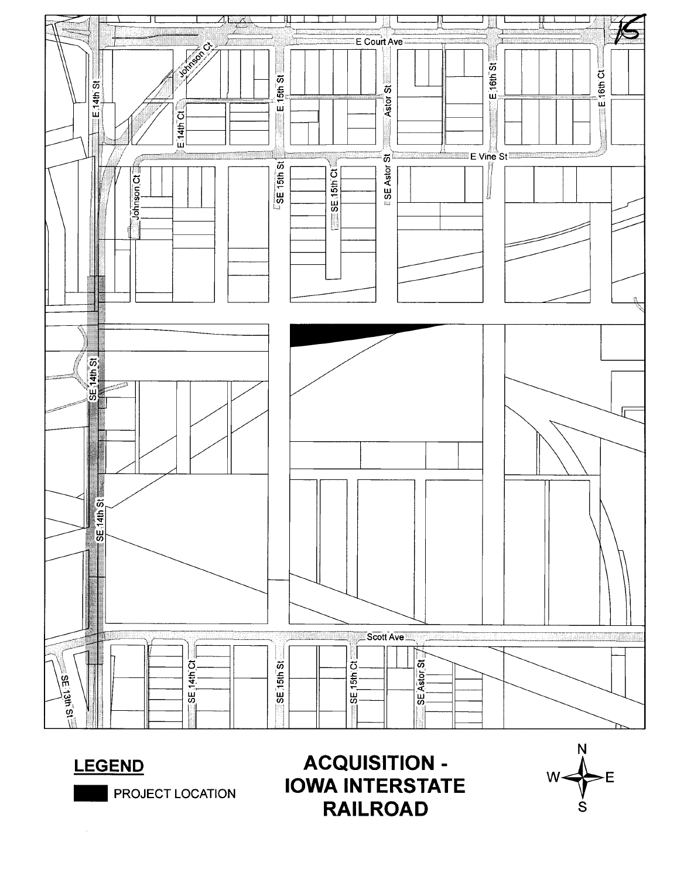15

E Court Ave

Johnson Ct

E 14th St

E 14th Ct

E 15th St

Astor St

E 16th St

E 16th Ct

E Vine St

Johnson Ct

SE 15th St

SE 15th Ct

SE Astor St

SE 14th St

SE 14th St

Scott Ave

SE 13th St

SE 14th Ct

SE 15th St

SE 15th Ct

SE Astor St

**LEGEND**

PROJECT LOCATION

# ACQUISITION - IOWA INTERSTATE RAILROAD

N

W E

S